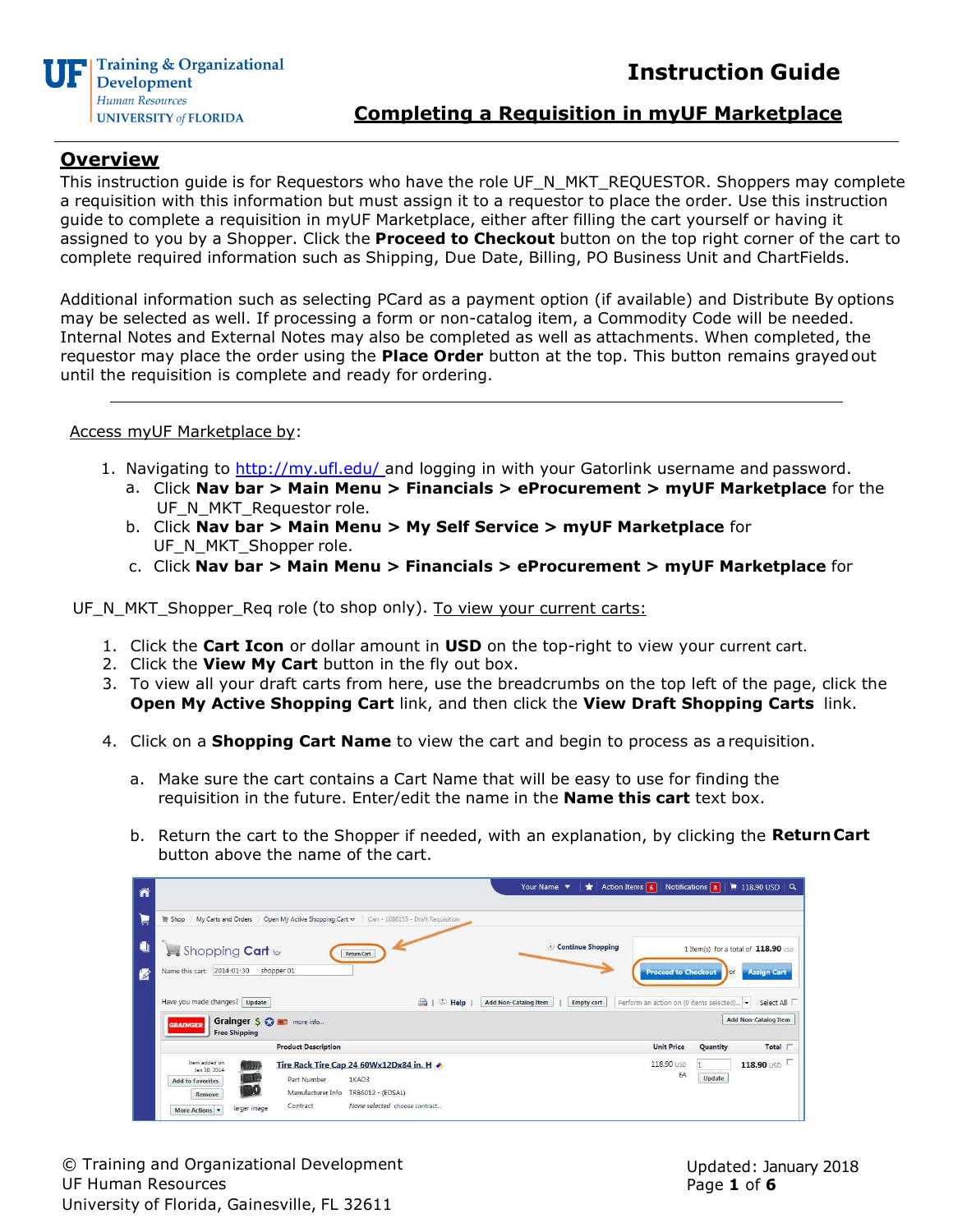# Instruction Guide

## Completing a Requisition in myUF Marketplace

## Overview

This instruction guide is for Requestors who have the role UF_N_MKT_REQUESTOR. Shoppers may complete a requisition with this information but must assign it to a requestor to place the order. Use this instruction guide to complete a requisition in myUF Marketplace, either after filling the cart yourself or having it assigned to you by a Shopper. Click the **Proceed to Checkout** button on the top right corner of the cart to complete required information such as Shipping, Due Date, Billing, PO Business Unit and ChartFields.

Additional information such as selecting PCard as a payment option (if available) and Distribute By options may be selected as well. If processing a form or non-catalog item, a Commodity Code will be needed. Internal Notes and External Notes may also be completed as well as attachments. When completed, the requestor may place the order using the **Place Order** button at the top. This button remains grayed out until the requisition is complete and ready for ordering.

---

Access myUF Marketplace by:

1. Navigating to http://my.ufl.edu/ and logging in with your Gatorlink username and password.
   a. Click **Nav bar > Main Menu > Financials > eProcurement > myUF Marketplace** for the UF_N_MKT_Requestor role.
   b. Click **Nav bar > Main Menu > My Self Service > myUF Marketplace** for UF_N_MKT_Shopper role.
   c. Click **Nav bar > Main Menu > Financials > eProcurement > myUF Marketplace** for UF_N_MKT_Shopper_Req role (to shop only).

To view your current carts:

1. Click the **Cart Icon** or dollar amount in **USD** on the top-right to view your current cart.
2. Click the **View My Cart** button in the fly out box.
3. To view all your draft carts from here, use the breadcrumbs on the top left of the page, click the **Open My Active Shopping Cart** link, and then click the **View Draft Shopping Carts** link.
4. Click on a **Shopping Cart Name** to view the cart and begin to process as a requisition.
   a. Make sure the cart contains a Cart Name that will be easy to use for finding the requisition in the future. Enter/edit the name in the **Name this cart** text box.
   b. Return the cart to the Shopper if needed, with an explanation, by clicking the **Return Cart** button above the name of the cart.

© Training and Organizational Development
UF Human Resources
University of Florida, Gainesville, FL 32611

Updated: January 2018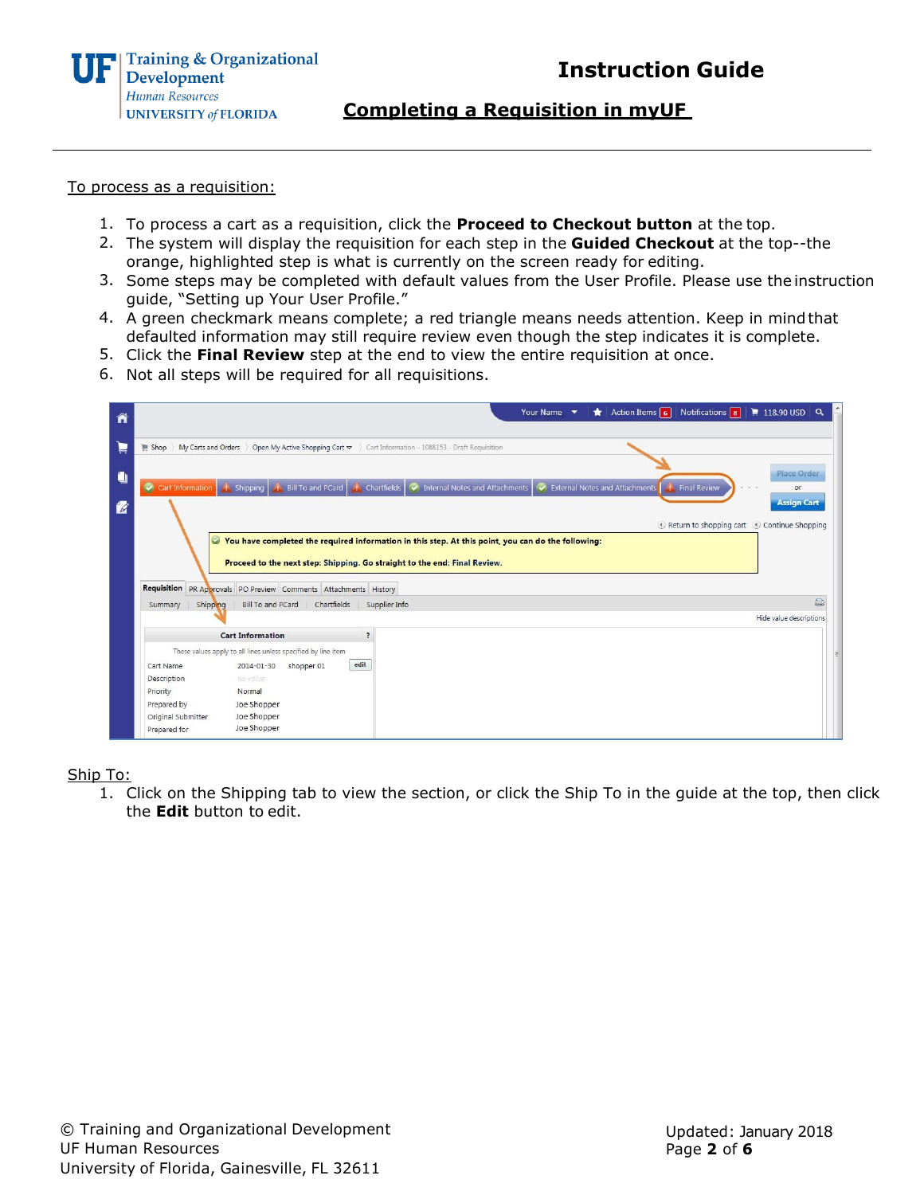To process as a requisition:

1. To process a cart as a requisition, click the **Proceed to Checkout button** at the top.
2. The system will display the requisition for each step in the **Guided Checkout** at the top--the orange, highlighted step is what is currently on the screen ready for editing.
3. Some steps may be completed with default values from the User Profile. Please use the instruction guide, "Setting up Your User Profile."
4. A green checkmark means complete; a red triangle means needs attention. Keep in mind that defaulted information may still require review even though the step indicates it is complete.
5. Click the **Final Review** step at the end to view the entire requisition at once.
6. Not all steps will be required for all requisitions.

Ship To:

1. Click on the Shipping tab to view the section, or click the Ship To in the guide at the top, then click the **Edit** button to edit.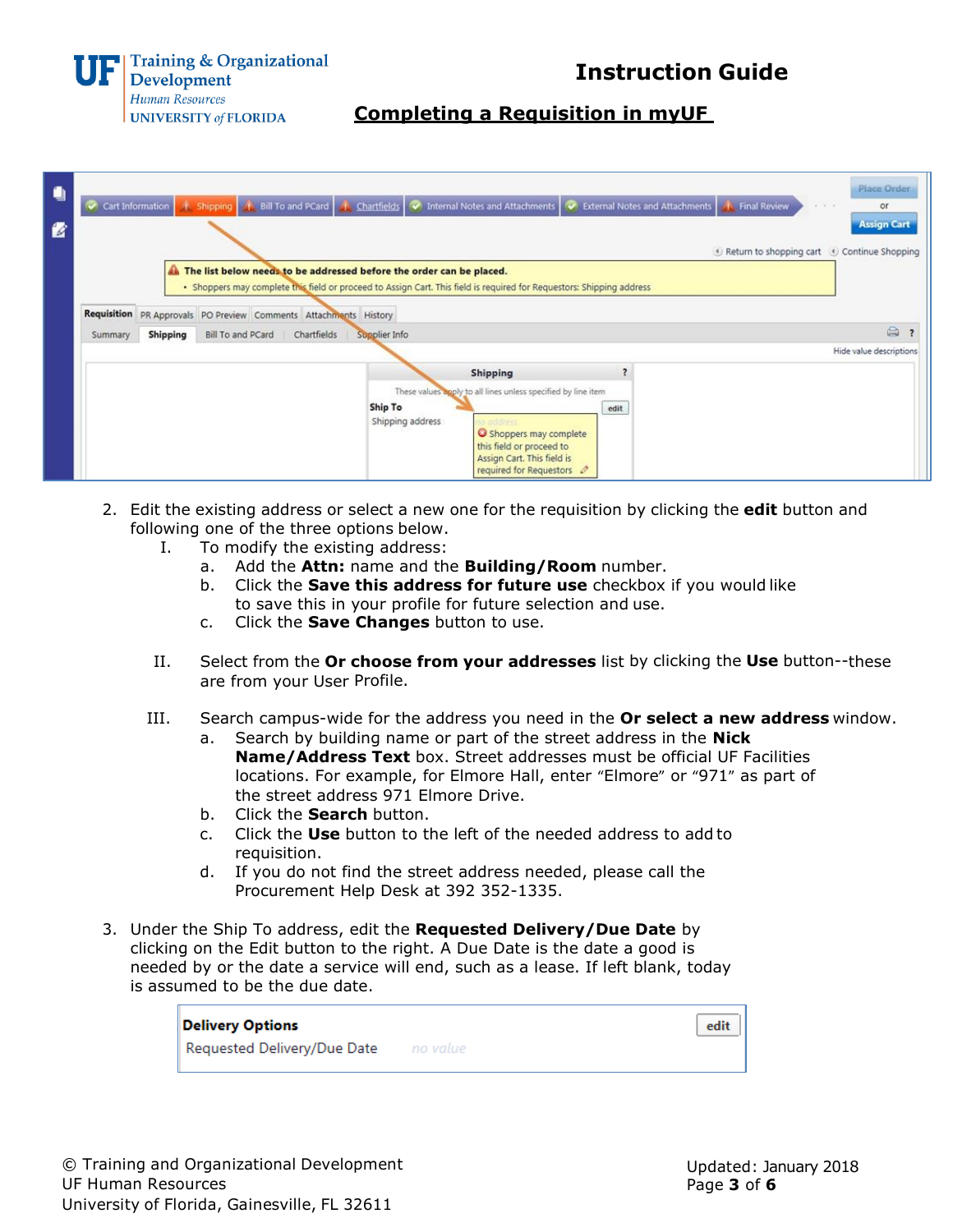2. Edit the existing address or select a new one for the requisition by clicking the **edit** button and following one of the three options below.
   I. To modify the existing address:
      a. Add the **Attn:** name and the **Building/Room** number.
      b. Click the **Save this address for future use** checkbox if you would like to save this in your profile for future selection and use.
      c. Click the **Save Changes** button to use.

   II. Select from the **Or choose from your addresses** list by clicking the **Use** button--these are from your User Profile.

   III. Search campus-wide for the address you need in the **Or select a new address** window.
      a. Search by building name or part of the street address in the **Nick Name/Address Text** box. Street addresses must be official UF Facilities locations. For example, for Elmore Hall, enter "Elmore" or "971" as part of the street address 971 Elmore Drive.
      b. Click the **Search** button.
      c. Click the **Use** button to the left of the needed address to add to requisition.
      d. If you do not find the street address needed, please call the Procurement Help Desk at 392 352-1335.

3. Under the Ship To address, edit the **Requested Delivery/Due Date** by clicking on the Edit button to the right. A Due Date is the date a good is needed by or the date a service will end, such as a lease. If left blank, today is assumed to be the due date.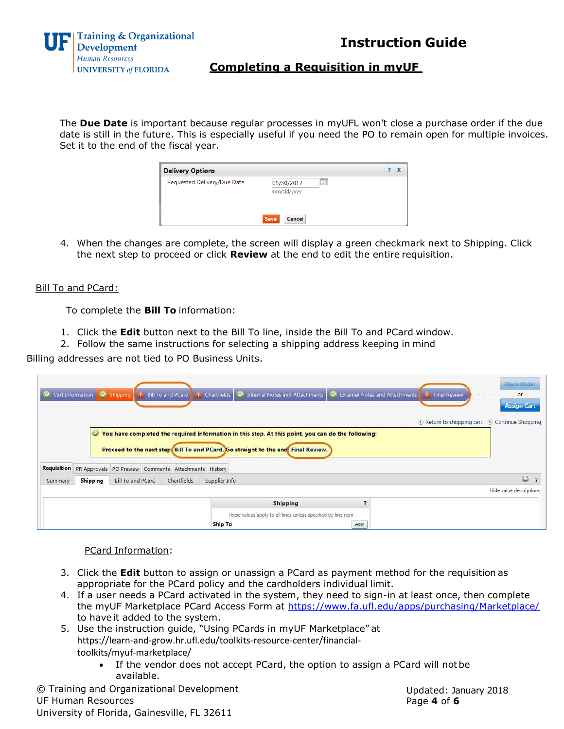The **Due Date** is important because regular processes in myUFL won't close a purchase order if the due date is still in the future. This is especially useful if you need the PO to remain open for multiple invoices. Set it to the end of the fiscal year.

4. When the changes are complete, the screen will display a green checkmark next to Shipping. Click the next step to proceed or click **Review** at the end to edit the entire requisition.

## Bill To and PCard:

To complete the **Bill To** information:

1. Click the **Edit** button next to the Bill To line, inside the Bill To and PCard window.
2. Follow the same instructions for selecting a shipping address keeping in mind

Billing addresses are not tied to PO Business Units.

### PCard Information:

3. Click the **Edit** button to assign or unassign a PCard as payment method for the requisition as appropriate for the PCard policy and the cardholders individual limit.
4. If a user needs a PCard activated in the system, they need to sign-in at least once, then complete the myUF Marketplace PCard Access Form at https://www.fa.ufl.edu/apps/purchasing/Marketplace/ to have it added to the system.
5. Use the instruction guide, "Using PCards in myUF Marketplace" at https://learn-and-grow.hr.ufl.edu/toolkits-resource-center/financial-toolkits/myuf-marketplace/
    - If the vendor does not accept PCard, the option to assign a PCard will not be available.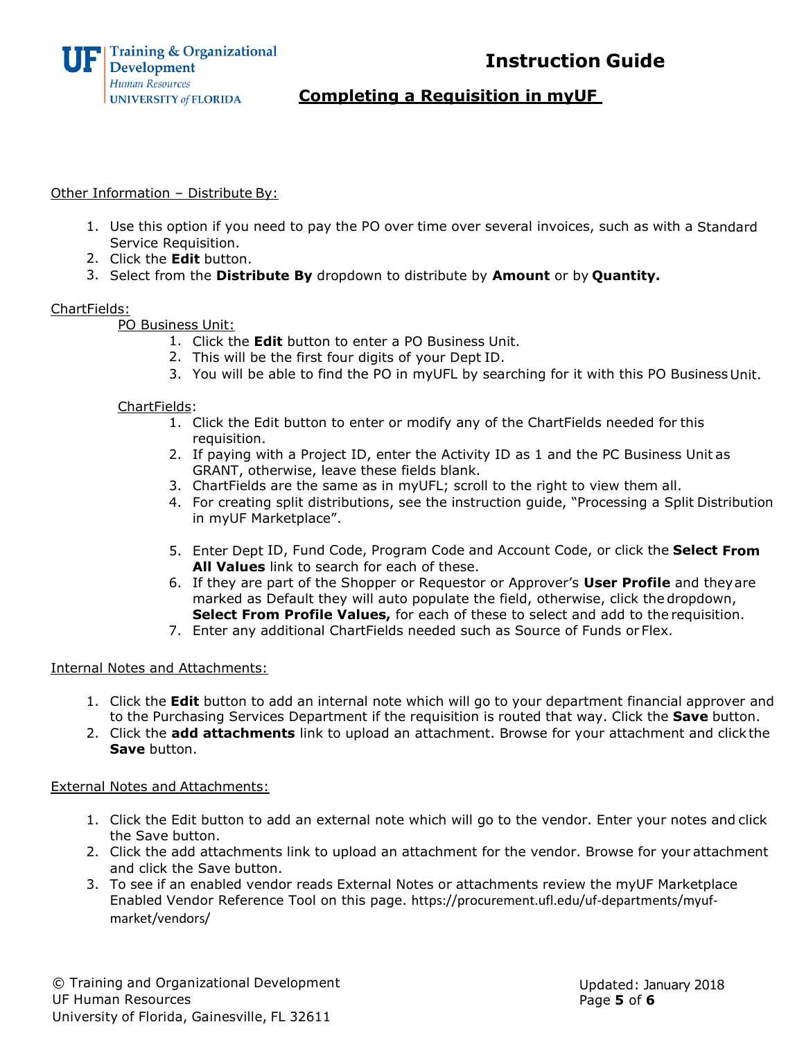Other Information – Distribute By:

1. Use this option if you need to pay the PO over time over several invoices, such as with a Standard Service Requisition.
2. Click the **Edit** button.
3. Select from the **Distribute By** dropdown to distribute by **Amount** or by **Quantity.**

ChartFields:

PO Business Unit:

1. Click the **Edit** button to enter a PO Business Unit.
2. This will be the first four digits of your Dept ID.
3. You will be able to find the PO in myUFL by searching for it with this PO Business Unit.

ChartFields:

1. Click the Edit button to enter or modify any of the ChartFields needed for this requisition.
2. If paying with a Project ID, enter the Activity ID as 1 and the PC Business Unit as GRANT, otherwise, leave these fields blank.
3. ChartFields are the same as in myUFL; scroll to the right to view them all.
4. For creating split distributions, see the instruction guide, "Processing a Split Distribution in myUF Marketplace".
5. Enter Dept ID, Fund Code, Program Code and Account Code, or click the **Select From All Values** link to search for each of these.
6. If they are part of the Shopper or Requestor or Approver's **User Profile** and they are marked as Default they will auto populate the field, otherwise, click the dropdown, **Select From Profile Values,** for each of these to select and add to the requisition.
7. Enter any additional ChartFields needed such as Source of Funds or Flex.

Internal Notes and Attachments:

1. Click the **Edit** button to add an internal note which will go to your department financial approver and to the Purchasing Services Department if the requisition is routed that way. Click the **Save** button.
2. Click the **add attachments** link to upload an attachment. Browse for your attachment and click the **Save** button.

External Notes and Attachments:

1. Click the Edit button to add an external note which will go to the vendor. Enter your notes and click the Save button.
2. Click the add attachments link to upload an attachment for the vendor. Browse for your attachment and click the Save button.
3. To see if an enabled vendor reads External Notes or attachments review the myUF Marketplace Enabled Vendor Reference Tool on this page. https://procurement.ufl.edu/uf-departments/myuf-market/vendors/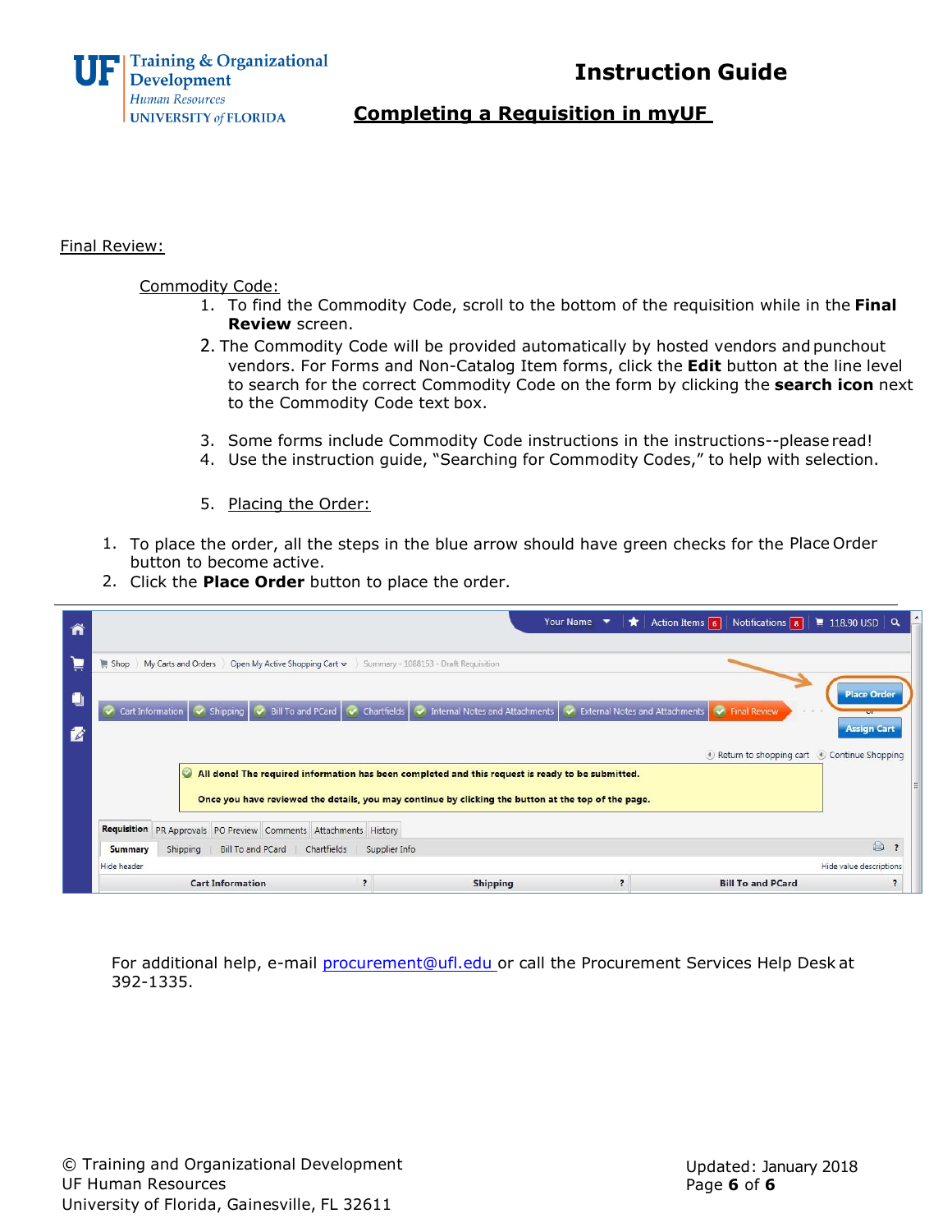Final Review:

Commodity Code:

1. To find the Commodity Code, scroll to the bottom of the requisition while in the **Final Review** screen.
2. The Commodity Code will be provided automatically by hosted vendors and punchout vendors. For Forms and Non-Catalog Item forms, click the **Edit** button at the line level to search for the correct Commodity Code on the form by clicking the **search icon** next to the Commodity Code text box.
3. Some forms include Commodity Code instructions in the instructions--please read!
4. Use the instruction guide, "Searching for Commodity Codes," to help with selection.
5. Placing the Order:

1. To place the order, all the steps in the blue arrow should have green checks for the Place Order button to become active.
2. Click the **Place Order** button to place the order.

For additional help, e-mail [procurement@ufl.edu](mailto:procurement@ufl.edu) or call the Procurement Services Help Desk at 392-1335.

© Training and Organizational Development
UF Human Resources
University of Florida, Gainesville, FL 32611

Updated: January 2018